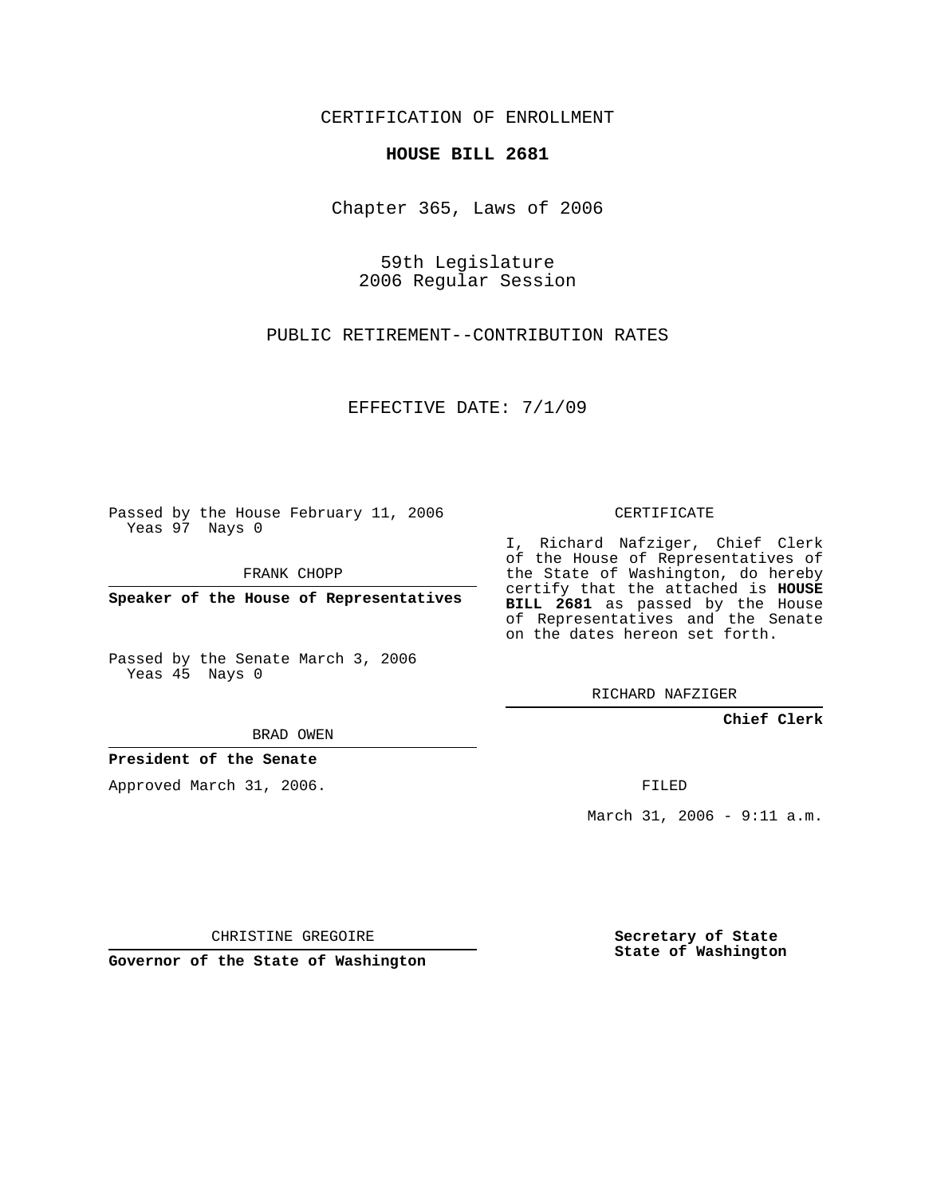CERTIFICATION OF ENROLLMENT

**HOUSE BILL 2681**

Chapter 365, Laws of 2006

59th Legislature
2006 Regular Session

PUBLIC RETIREMENT--CONTRIBUTION RATES

EFFECTIVE DATE: 7/1/09

Passed by the House February 11, 2006
Yeas 97 Nays 0

FRANK CHOPP

**Speaker of the House of Representatives**

Passed by the Senate March 3, 2006
Yeas 45 Nays 0

BRAD OWEN

**President of the Senate**

Approved March 31, 2006.

CHRISTINE GREGOIRE

**Governor of the State of Washington**

CERTIFICATE

I, Richard Nafziger, Chief Clerk of the House of Representatives of the State of Washington, do hereby certify that the attached is **HOUSE BILL 2681** as passed by the House of Representatives and the Senate on the dates hereon set forth.

RICHARD NAFZIGER

**Chief Clerk**

FILED

March 31, 2006 - 9:11 a.m.

**Secretary of State**
**State of Washington**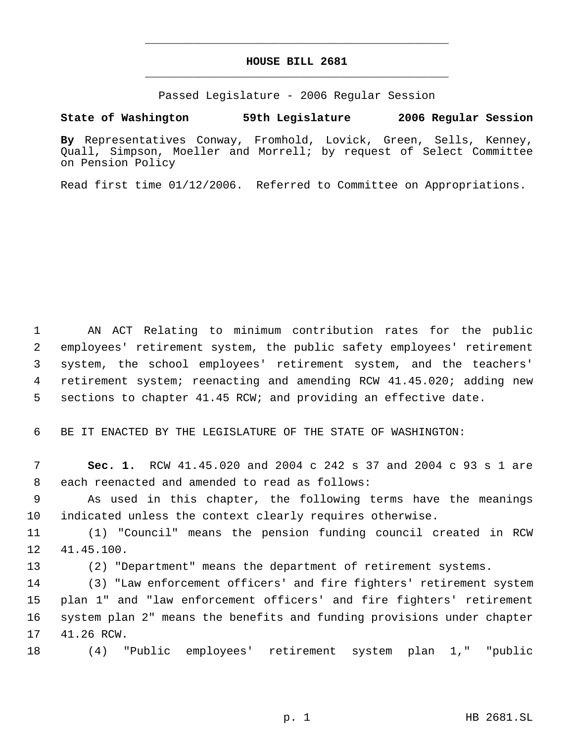# HOUSE BILL 2681

Passed Legislature - 2006 Regular Session

**State of Washington 59th Legislature 2006 Regular Session**

**By** Representatives Conway, Fromhold, Lovick, Green, Sells, Kenney, Quall, Simpson, Moeller and Morrell; by request of Select Committee on Pension Policy

Read first time 01/12/2006. Referred to Committee on Appropriations.

AN ACT Relating to minimum contribution rates for the public employees' retirement system, the public safety employees' retirement system, the school employees' retirement system, and the teachers' retirement system; reenacting and amending RCW 41.45.020; adding new sections to chapter 41.45 RCW; and providing an effective date.

BE IT ENACTED BY THE LEGISLATURE OF THE STATE OF WASHINGTON:

**Sec. 1.** RCW 41.45.020 and 2004 c 242 s 37 and 2004 c 93 s 1 are each reenacted and amended to read as follows:

As used in this chapter, the following terms have the meanings indicated unless the context clearly requires otherwise.

(1) "Council" means the pension funding council created in RCW 41.45.100.

(2) "Department" means the department of retirement systems.

(3) "Law enforcement officers' and fire fighters' retirement system plan 1" and "law enforcement officers' and fire fighters' retirement system plan 2" means the benefits and funding provisions under chapter 41.26 RCW.

(4) "Public employees' retirement system plan 1," "public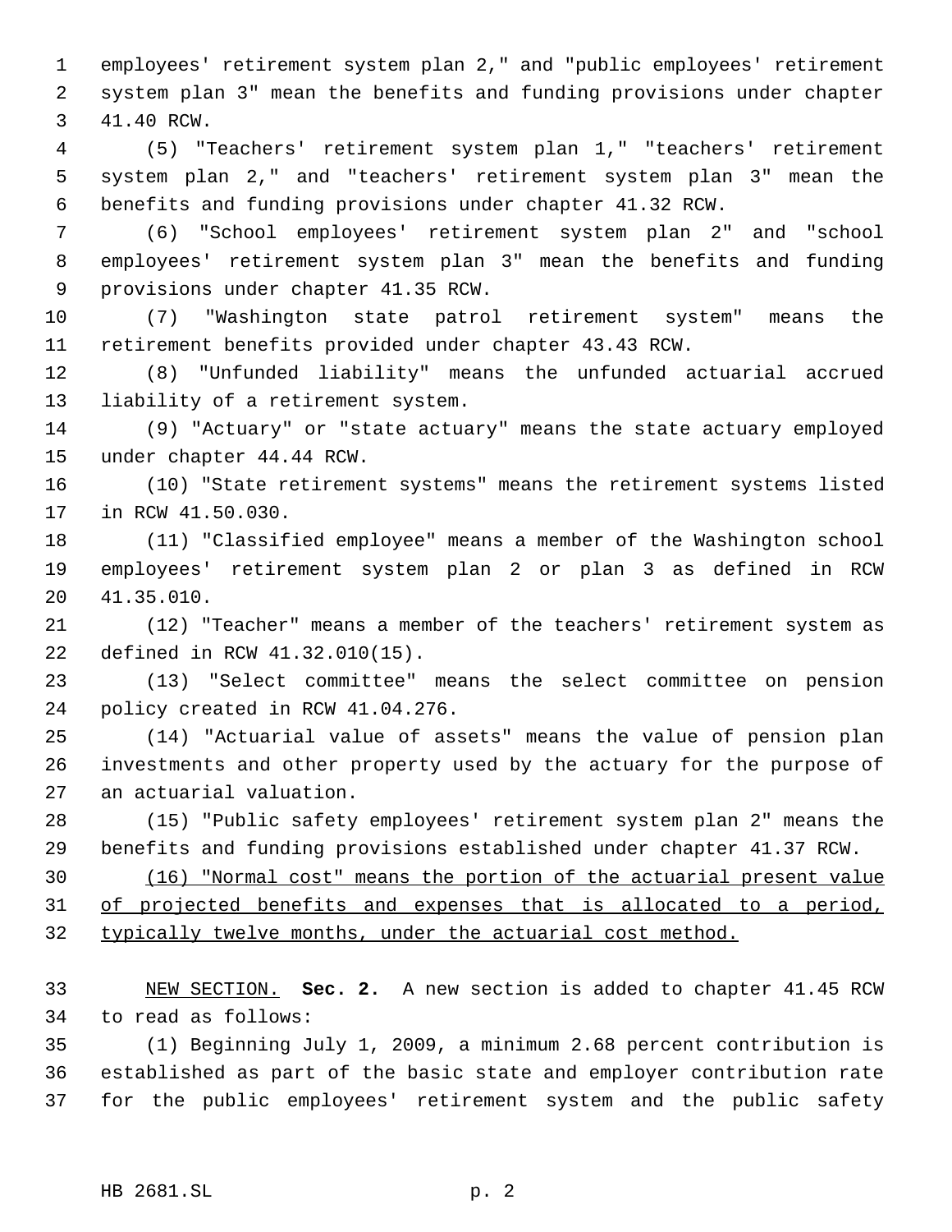employees' retirement system plan 2," and "public employees' retirement system plan 3" mean the benefits and funding provisions under chapter 41.40 RCW.

(5) "Teachers' retirement system plan 1," "teachers' retirement system plan 2," and "teachers' retirement system plan 3" mean the benefits and funding provisions under chapter 41.32 RCW.

(6) "School employees' retirement system plan 2" and "school employees' retirement system plan 3" mean the benefits and funding provisions under chapter 41.35 RCW.

(7) "Washington state patrol retirement system" means the retirement benefits provided under chapter 43.43 RCW.

(8) "Unfunded liability" means the unfunded actuarial accrued liability of a retirement system.

(9) "Actuary" or "state actuary" means the state actuary employed under chapter 44.44 RCW.

(10) "State retirement systems" means the retirement systems listed in RCW 41.50.030.

(11) "Classified employee" means a member of the Washington school employees' retirement system plan 2 or plan 3 as defined in RCW 41.35.010.

(12) "Teacher" means a member of the teachers' retirement system as defined in RCW 41.32.010(15).

(13) "Select committee" means the select committee on pension policy created in RCW 41.04.276.

(14) "Actuarial value of assets" means the value of pension plan investments and other property used by the actuary for the purpose of an actuarial valuation.

(15) "Public safety employees' retirement system plan 2" means the benefits and funding provisions established under chapter 41.37 RCW.

<u>(16) "Normal cost" means the portion of the actuarial present value of projected benefits and expenses that is allocated to a period, typically twelve months, under the actuarial cost method.</u>

<u>NEW SECTION.</u> **Sec. 2.** A new section is added to chapter 41.45 RCW to read as follows:

(1) Beginning July 1, 2009, a minimum 2.68 percent contribution is established as part of the basic state and employer contribution rate for the public employees' retirement system and the public safety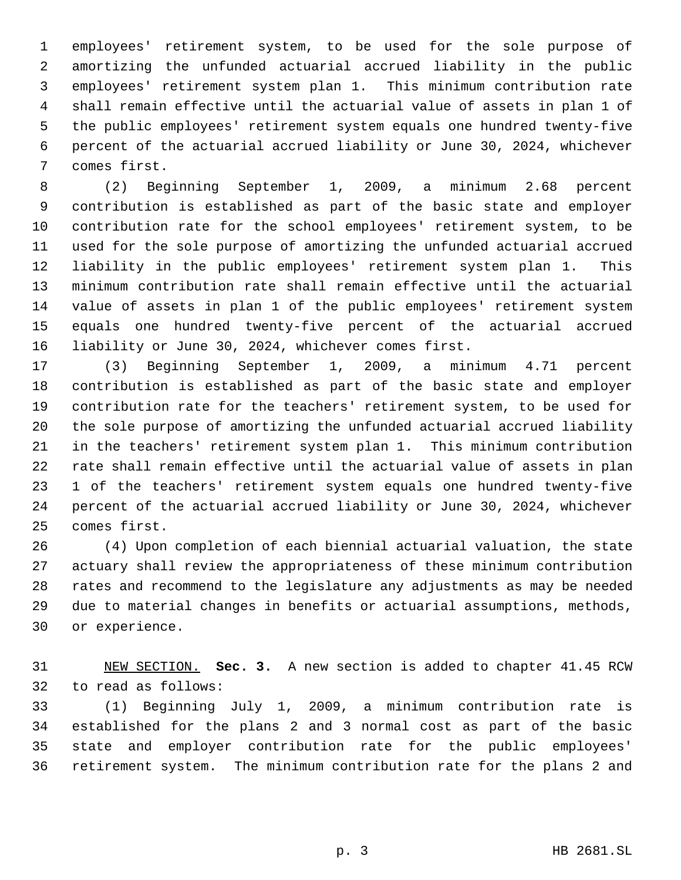employees' retirement system, to be used for the sole purpose of amortizing the unfunded actuarial accrued liability in the public employees' retirement system plan 1. This minimum contribution rate shall remain effective until the actuarial value of assets in plan 1 of the public employees' retirement system equals one hundred twenty-five percent of the actuarial accrued liability or June 30, 2024, whichever comes first.

(2) Beginning September 1, 2009, a minimum 2.68 percent contribution is established as part of the basic state and employer contribution rate for the school employees' retirement system, to be used for the sole purpose of amortizing the unfunded actuarial accrued liability in the public employees' retirement system plan 1. This minimum contribution rate shall remain effective until the actuarial value of assets in plan 1 of the public employees' retirement system equals one hundred twenty-five percent of the actuarial accrued liability or June 30, 2024, whichever comes first.

(3) Beginning September 1, 2009, a minimum 4.71 percent contribution is established as part of the basic state and employer contribution rate for the teachers' retirement system, to be used for the sole purpose of amortizing the unfunded actuarial accrued liability in the teachers' retirement system plan 1. This minimum contribution rate shall remain effective until the actuarial value of assets in plan 1 of the teachers' retirement system equals one hundred twenty-five percent of the actuarial accrued liability or June 30, 2024, whichever comes first.

(4) Upon completion of each biennial actuarial valuation, the state actuary shall review the appropriateness of these minimum contribution rates and recommend to the legislature any adjustments as may be needed due to material changes in benefits or actuarial assumptions, methods, or experience.

NEW SECTION. **Sec. 3.** A new section is added to chapter 41.45 RCW to read as follows:

(1) Beginning July 1, 2009, a minimum contribution rate is established for the plans 2 and 3 normal cost as part of the basic state and employer contribution rate for the public employees' retirement system. The minimum contribution rate for the plans 2 and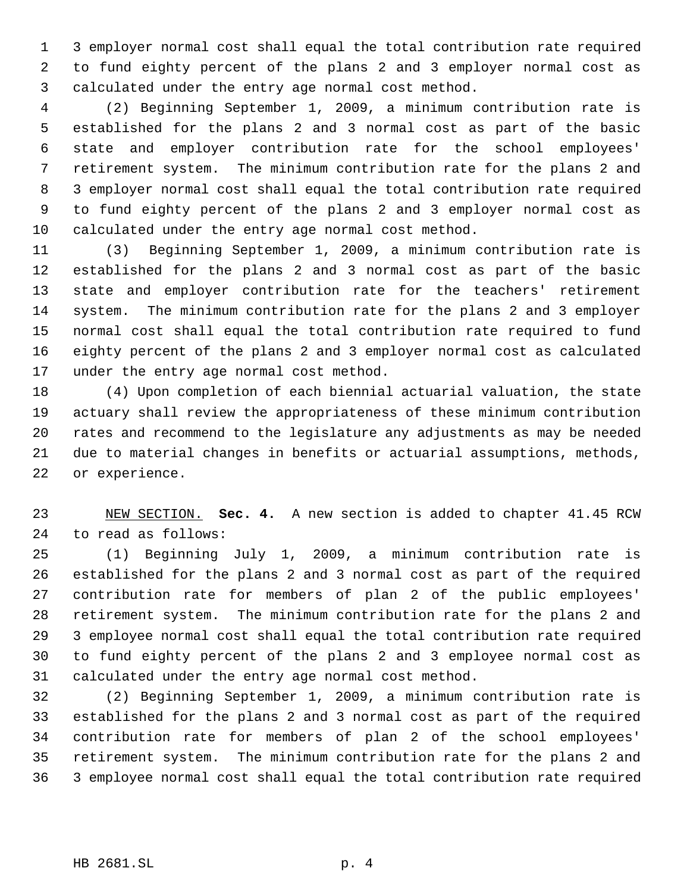3 employer normal cost shall equal the total contribution rate required to fund eighty percent of the plans 2 and 3 employer normal cost as calculated under the entry age normal cost method.

(2) Beginning September 1, 2009, a minimum contribution rate is established for the plans 2 and 3 normal cost as part of the basic state and employer contribution rate for the school employees' retirement system. The minimum contribution rate for the plans 2 and 3 employer normal cost shall equal the total contribution rate required to fund eighty percent of the plans 2 and 3 employer normal cost as calculated under the entry age normal cost method.

(3) Beginning September 1, 2009, a minimum contribution rate is established for the plans 2 and 3 normal cost as part of the basic state and employer contribution rate for the teachers' retirement system. The minimum contribution rate for the plans 2 and 3 employer normal cost shall equal the total contribution rate required to fund eighty percent of the plans 2 and 3 employer normal cost as calculated under the entry age normal cost method.

(4) Upon completion of each biennial actuarial valuation, the state actuary shall review the appropriateness of these minimum contribution rates and recommend to the legislature any adjustments as may be needed due to material changes in benefits or actuarial assumptions, methods, or experience.

NEW SECTION. **Sec. 4.** A new section is added to chapter 41.45 RCW to read as follows:

(1) Beginning July 1, 2009, a minimum contribution rate is established for the plans 2 and 3 normal cost as part of the required contribution rate for members of plan 2 of the public employees' retirement system. The minimum contribution rate for the plans 2 and 3 employee normal cost shall equal the total contribution rate required to fund eighty percent of the plans 2 and 3 employee normal cost as calculated under the entry age normal cost method.

(2) Beginning September 1, 2009, a minimum contribution rate is established for the plans 2 and 3 normal cost as part of the required contribution rate for members of plan 2 of the school employees' retirement system. The minimum contribution rate for the plans 2 and 3 employee normal cost shall equal the total contribution rate required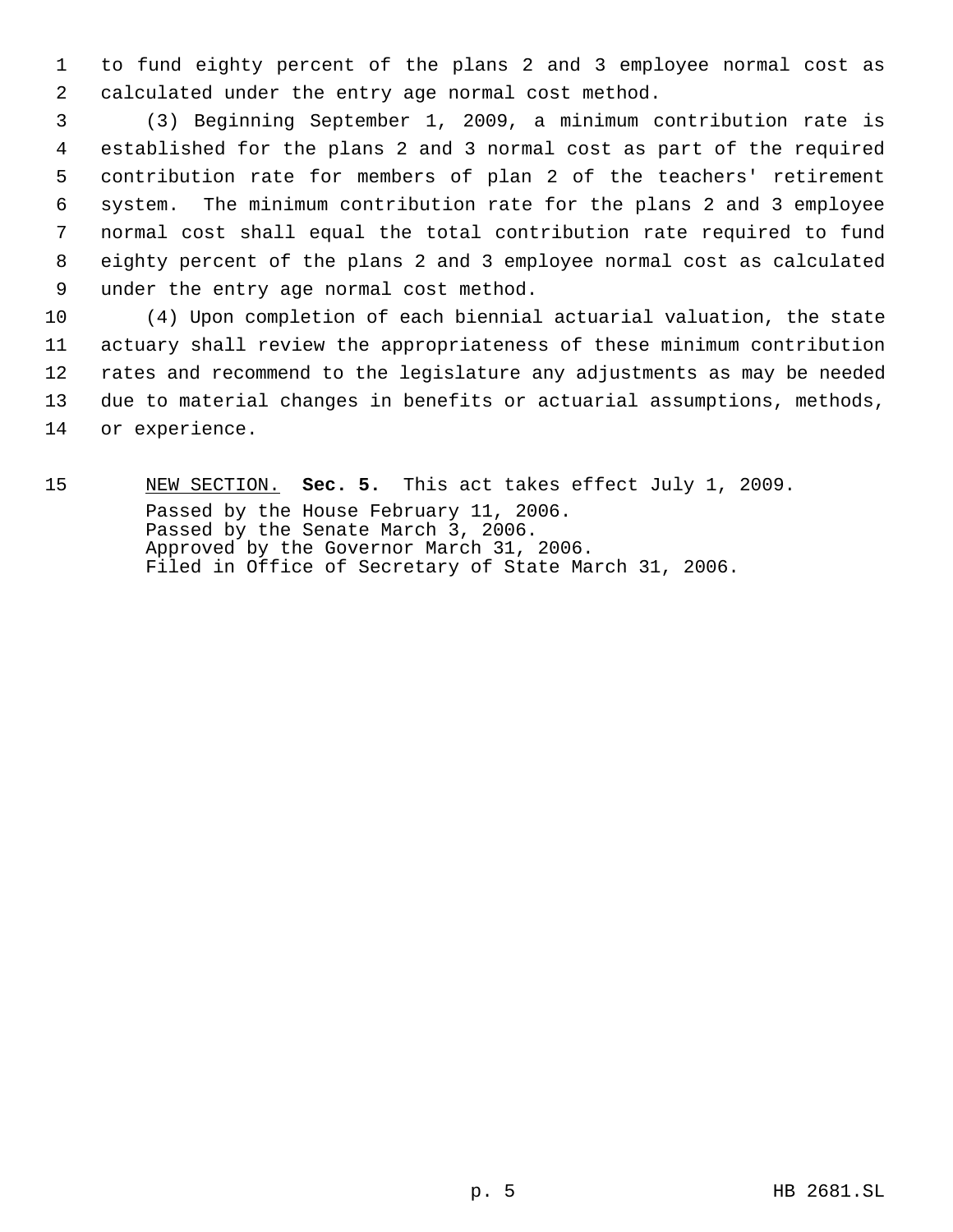to fund eighty percent of the plans 2 and 3 employee normal cost as calculated under the entry age normal cost method.

(3) Beginning September 1, 2009, a minimum contribution rate is established for the plans 2 and 3 normal cost as part of the required contribution rate for members of plan 2 of the teachers' retirement system. The minimum contribution rate for the plans 2 and 3 employee normal cost shall equal the total contribution rate required to fund eighty percent of the plans 2 and 3 employee normal cost as calculated under the entry age normal cost method.

(4) Upon completion of each biennial actuarial valuation, the state actuary shall review the appropriateness of these minimum contribution rates and recommend to the legislature any adjustments as may be needed due to material changes in benefits or actuarial assumptions, methods, or experience.

NEW SECTION. **Sec. 5.** This act takes effect July 1, 2009.

Passed by the House February 11, 2006.
Passed by the Senate March 3, 2006.
Approved by the Governor March 31, 2006.
Filed in Office of Secretary of State March 31, 2006.